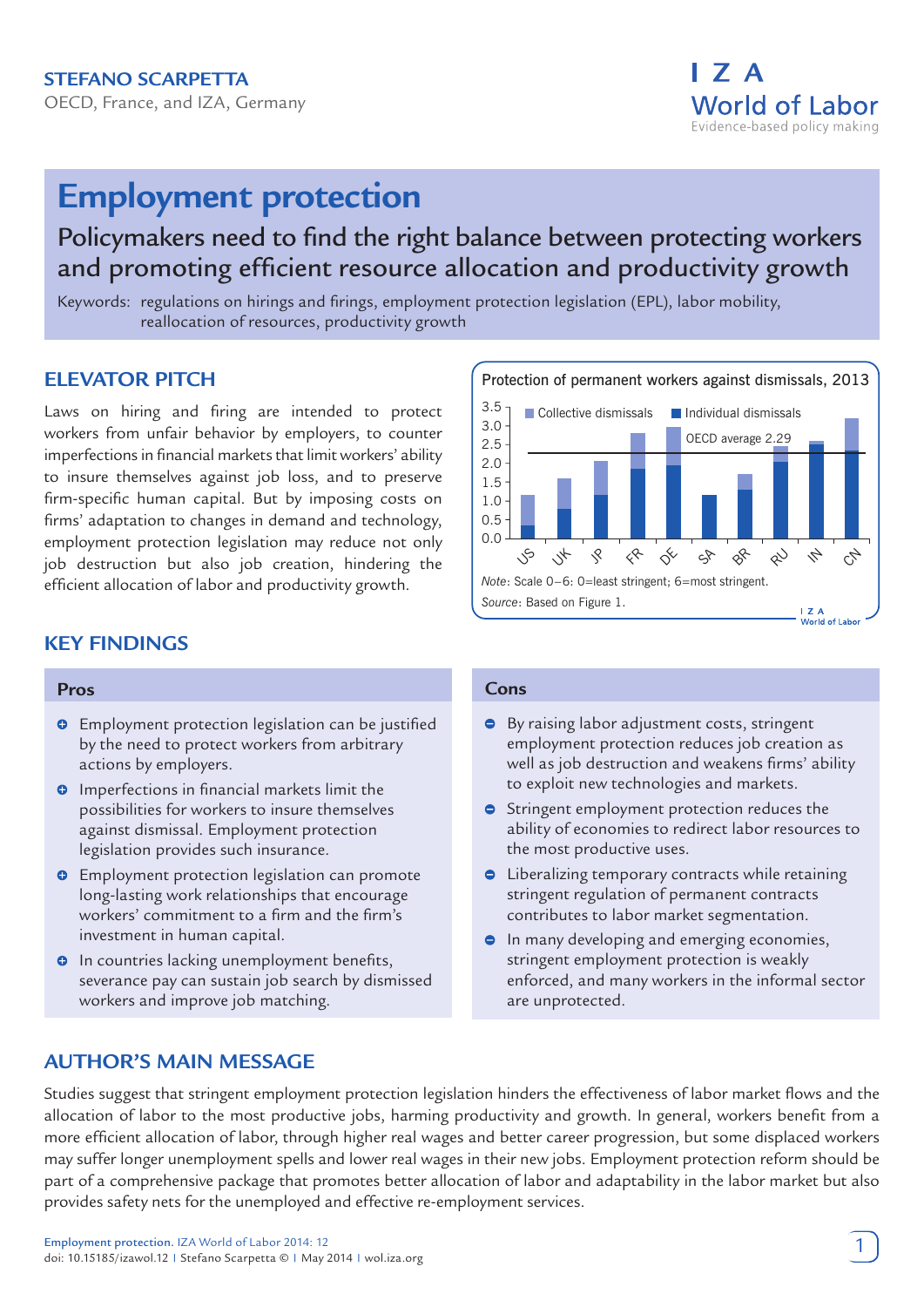**STEFANO SCARPETTA**

OECD, France, and IZA, Germany

# Employment protection

## Policymakers need to find the right balance between protecting workers and promoting efficient resource allocation and productivity growth

Keywords: regulations on hirings and firings, employment protection legislation (EPL), labor mobility, reallocation of resources, productivity growth

## ELEVATOR PITCH

Laws on hiring and firing are intended to protect workers from unfair behavior by employers, to counter imperfections in financial markets that limit workers' ability to insure themselves against job loss, and to preserve firm-specific human capital. But by imposing costs on firms' adaptation to changes in demand and technology, employment protection legislation may reduce not only job destruction but also job creation, hindering the efficient allocation of labor and productivity growth.

Protection of permanent workers against dismissals, 2013

*Note*: Scale 0–6: 0=least stringent; 6=most stringent.

*Source*: Based on Figure 1.

## KEY FINDINGS

### Pros

- Employment protection legislation can be justified by the need to protect workers from arbitrary actions by employers.
- Imperfections in financial markets limit the possibilities for workers to insure themselves against dismissal. Employment protection legislation provides such insurance.
- Employment protection legislation can promote long-lasting work relationships that encourage workers' commitment to a firm and the firm's investment in human capital.
- In countries lacking unemployment benefits, severance pay can sustain job search by dismissed workers and improve job matching.

### Cons

- By raising labor adjustment costs, stringent employment protection reduces job creation as well as job destruction and weakens firms' ability to exploit new technologies and markets.
- Stringent employment protection reduces the ability of economies to redirect labor resources to the most productive uses.
- Liberalizing temporary contracts while retaining stringent regulation of permanent contracts contributes to labor market segmentation.
- In many developing and emerging economies, stringent employment protection is weakly enforced, and many workers in the informal sector are unprotected.

## AUTHOR'S MAIN MESSAGE

Studies suggest that stringent employment protection legislation hinders the effectiveness of labor market flows and the allocation of labor to the most productive jobs, harming productivity and growth. In general, workers benefit from a more efficient allocation of labor, through higher real wages and better career progression, but some displaced workers may suffer longer unemployment spells and lower real wages in their new jobs. Employment protection reform should be part of a comprehensive package that promotes better allocation of labor and adaptability in the labor market but also provides safety nets for the unemployed and effective re-employment services.

Employment protection. IZA World of Labor 2014: 12
doi: 10.15185/izawol.12 | Stefano Scarpetta © | May 2014 | wol.iza.org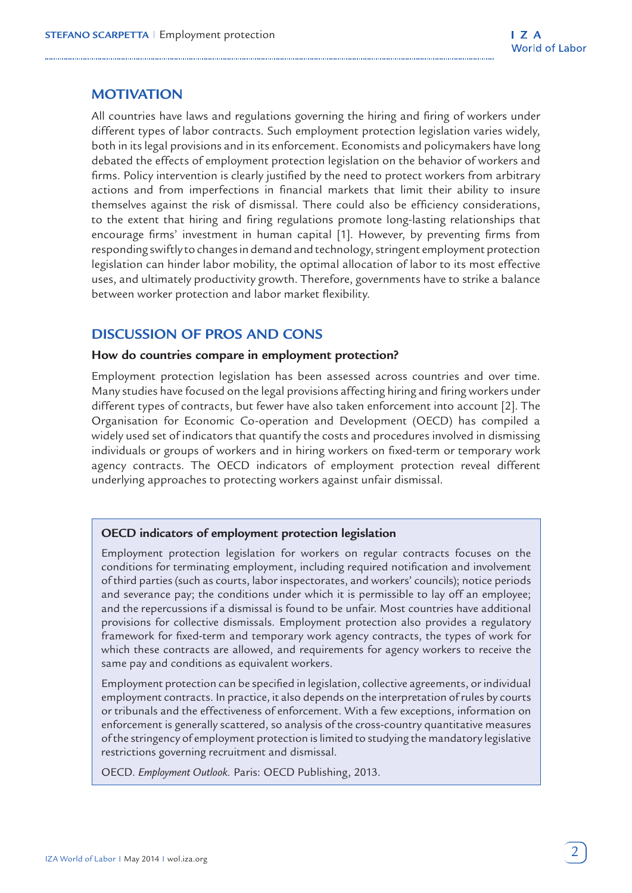## MOTIVATION

All countries have laws and regulations governing the hiring and firing of workers under different types of labor contracts. Such employment protection legislation varies widely, both in its legal provisions and in its enforcement. Economists and policymakers have long debated the effects of employment protection legislation on the behavior of workers and firms. Policy intervention is clearly justified by the need to protect workers from arbitrary actions and from imperfections in financial markets that limit their ability to insure themselves against the risk of dismissal. There could also be efficiency considerations, to the extent that hiring and firing regulations promote long-lasting relationships that encourage firms' investment in human capital [1]. However, by preventing firms from responding swiftly to changes in demand and technology, stringent employment protection legislation can hinder labor mobility, the optimal allocation of labor to its most effective uses, and ultimately productivity growth. Therefore, governments have to strike a balance between worker protection and labor market flexibility.

## DISCUSSION OF PROS AND CONS

### How do countries compare in employment protection?

Employment protection legislation has been assessed across countries and over time. Many studies have focused on the legal provisions affecting hiring and firing workers under different types of contracts, but fewer have also taken enforcement into account [2]. The Organisation for Economic Co-operation and Development (OECD) has compiled a widely used set of indicators that quantify the costs and procedures involved in dismissing individuals or groups of workers and in hiring workers on fixed-term or temporary work agency contracts. The OECD indicators of employment protection reveal different underlying approaches to protecting workers against unfair dismissal.

> **OECD indicators of employment protection legislation**
>
> Employment protection legislation for workers on regular contracts focuses on the conditions for terminating employment, including required notification and involvement of third parties (such as courts, labor inspectorates, and workers' councils); notice periods and severance pay; the conditions under which it is permissible to lay off an employee; and the repercussions if a dismissal is found to be unfair. Most countries have additional provisions for collective dismissals. Employment protection also provides a regulatory framework for fixed-term and temporary work agency contracts, the types of work for which these contracts are allowed, and requirements for agency workers to receive the same pay and conditions as equivalent workers.
>
> Employment protection can be specified in legislation, collective agreements, or individual employment contracts. In practice, it also depends on the interpretation of rules by courts or tribunals and the effectiveness of enforcement. With a few exceptions, information on enforcement is generally scattered, so analysis of the cross-country quantitative measures of the stringency of employment protection is limited to studying the mandatory legislative restrictions governing recruitment and dismissal.
>
> OECD. *Employment Outlook.* Paris: OECD Publishing, 2013.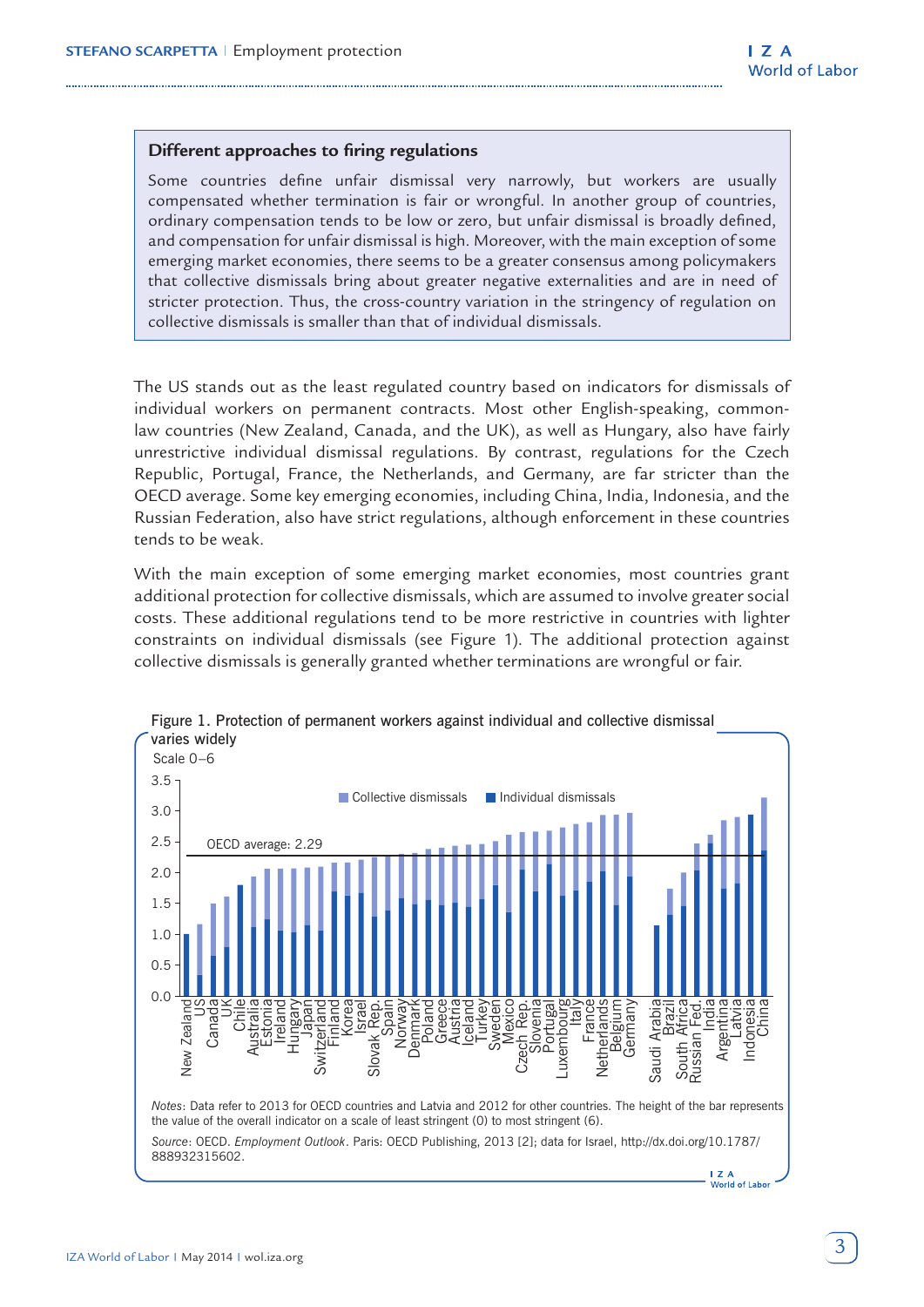### Different approaches to firing regulations

Some countries define unfair dismissal very narrowly, but workers are usually compensated whether termination is fair or wrongful. In another group of countries, ordinary compensation tends to be low or zero, but unfair dismissal is broadly defined, and compensation for unfair dismissal is high. Moreover, with the main exception of some emerging market economies, there seems to be a greater consensus among policymakers that collective dismissals bring about greater negative externalities and are in need of stricter protection. Thus, the cross-country variation in the stringency of regulation on collective dismissals is smaller than that of individual dismissals.

The US stands out as the least regulated country based on indicators for dismissals of individual workers on permanent contracts. Most other English-speaking, common-law countries (New Zealand, Canada, and the UK), as well as Hungary, also have fairly unrestrictive individual dismissal regulations. By contrast, regulations for the Czech Republic, Portugal, France, the Netherlands, and Germany, are far stricter than the OECD average. Some key emerging economies, including China, India, Indonesia, and the Russian Federation, also have strict regulations, although enforcement in these countries tends to be weak.

With the main exception of some emerging market economies, most countries grant additional protection for collective dismissals, which are assumed to involve greater social costs. These additional regulations tend to be more restrictive in countries with lighter constraints on individual dismissals (see Figure 1). The additional protection against collective dismissals is generally granted whether terminations are wrongful or fair.

Figure 1. Protection of permanent workers against individual and collective dismissal varies widely

Scale 0–6

Collective dismissals | Individual dismissals

OECD average: 2.29

New Zealand, US, Canada, UK, Chile, Australia, Estonia, Ireland, Hungary, Japan, Switzerland, Finland, Korea, Israel, Slovak Rep., Spain, Norway, Denmark, Poland, Greece, Austria, Iceland, Turkey, Sweden, Mexico, Czech Rep., Slovenia, Portugal, Luxembourg, Italy, France, Netherlands, Belgium, Germany, Saudi Arabia, Brazil, South Africa, Russian Fed., India, Argentina, Latvia, Indonesia, China

*Notes*: Data refer to 2013 for OECD countries and Latvia and 2012 for other countries. The height of the bar represents the value of the overall indicator on a scale of least stringent (0) to most stringent (6).

*Source*: OECD. *Employment Outlook*. Paris: OECD Publishing, 2013 [2]; data for Israel, http://dx.doi.org/10.1787/888932315602.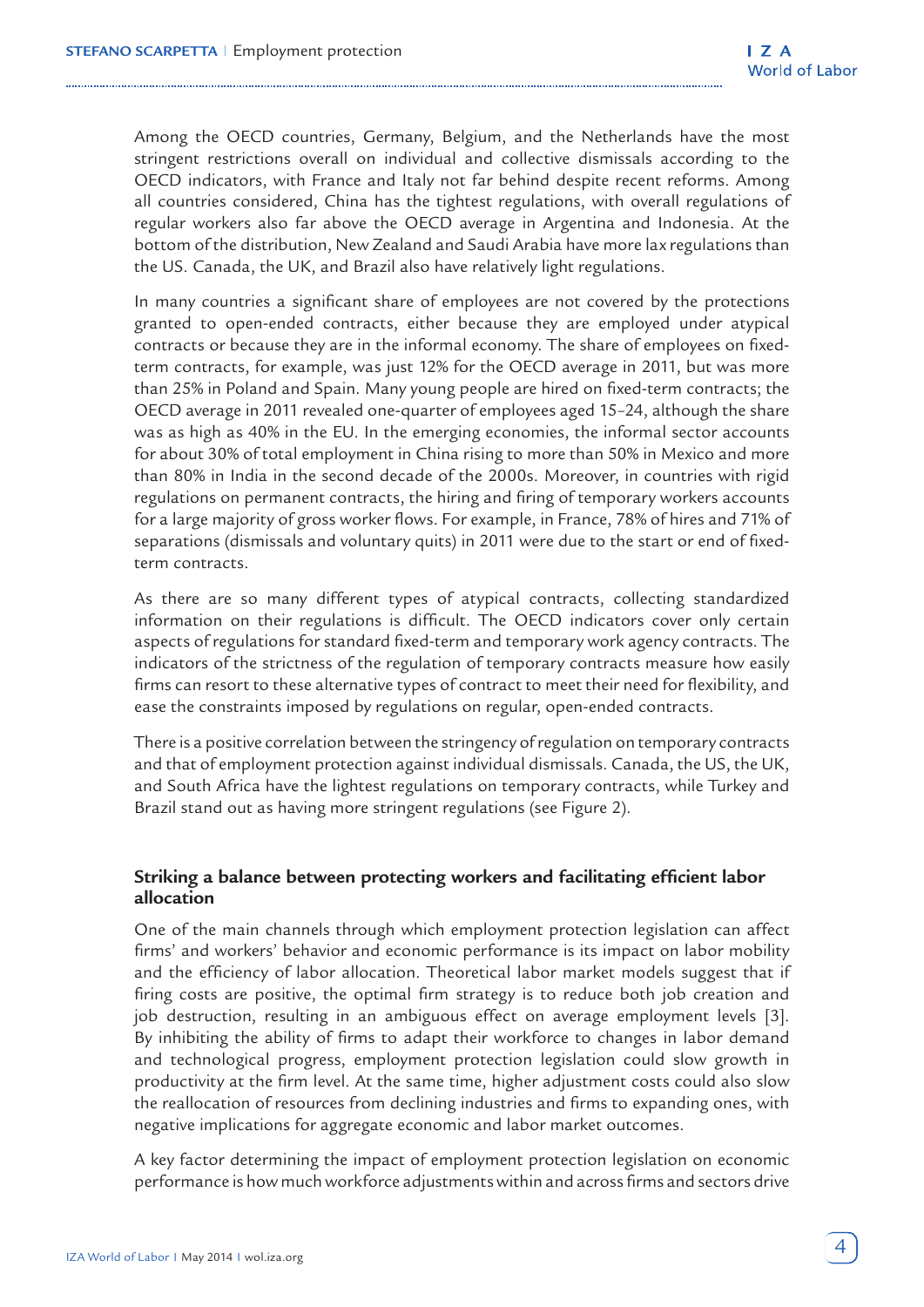Among the OECD countries, Germany, Belgium, and the Netherlands have the most stringent restrictions overall on individual and collective dismissals according to the OECD indicators, with France and Italy not far behind despite recent reforms. Among all countries considered, China has the tightest regulations, with overall regulations of regular workers also far above the OECD average in Argentina and Indonesia. At the bottom of the distribution, New Zealand and Saudi Arabia have more lax regulations than the US. Canada, the UK, and Brazil also have relatively light regulations.

In many countries a significant share of employees are not covered by the protections granted to open-ended contracts, either because they are employed under atypical contracts or because they are in the informal economy. The share of employees on fixed-term contracts, for example, was just 12% for the OECD average in 2011, but was more than 25% in Poland and Spain. Many young people are hired on fixed-term contracts; the OECD average in 2011 revealed one-quarter of employees aged 15–24, although the share was as high as 40% in the EU. In the emerging economies, the informal sector accounts for about 30% of total employment in China rising to more than 50% in Mexico and more than 80% in India in the second decade of the 2000s. Moreover, in countries with rigid regulations on permanent contracts, the hiring and firing of temporary workers accounts for a large majority of gross worker flows. For example, in France, 78% of hires and 71% of separations (dismissals and voluntary quits) in 2011 were due to the start or end of fixed-term contracts.

As there are so many different types of atypical contracts, collecting standardized information on their regulations is difficult. The OECD indicators cover only certain aspects of regulations for standard fixed-term and temporary work agency contracts. The indicators of the strictness of the regulation of temporary contracts measure how easily firms can resort to these alternative types of contract to meet their need for flexibility, and ease the constraints imposed by regulations on regular, open-ended contracts.

There is a positive correlation between the stringency of regulation on temporary contracts and that of employment protection against individual dismissals. Canada, the US, the UK, and South Africa have the lightest regulations on temporary contracts, while Turkey and Brazil stand out as having more stringent regulations (see Figure 2).

## Striking a balance between protecting workers and facilitating efficient labor allocation

One of the main channels through which employment protection legislation can affect firms' and workers' behavior and economic performance is its impact on labor mobility and the efficiency of labor allocation. Theoretical labor market models suggest that if firing costs are positive, the optimal firm strategy is to reduce both job creation and job destruction, resulting in an ambiguous effect on average employment levels [3]. By inhibiting the ability of firms to adapt their workforce to changes in labor demand and technological progress, employment protection legislation could slow growth in productivity at the firm level. At the same time, higher adjustment costs could also slow the reallocation of resources from declining industries and firms to expanding ones, with negative implications for aggregate economic and labor market outcomes.

A key factor determining the impact of employment protection legislation on economic performance is how much workforce adjustments within and across firms and sectors drive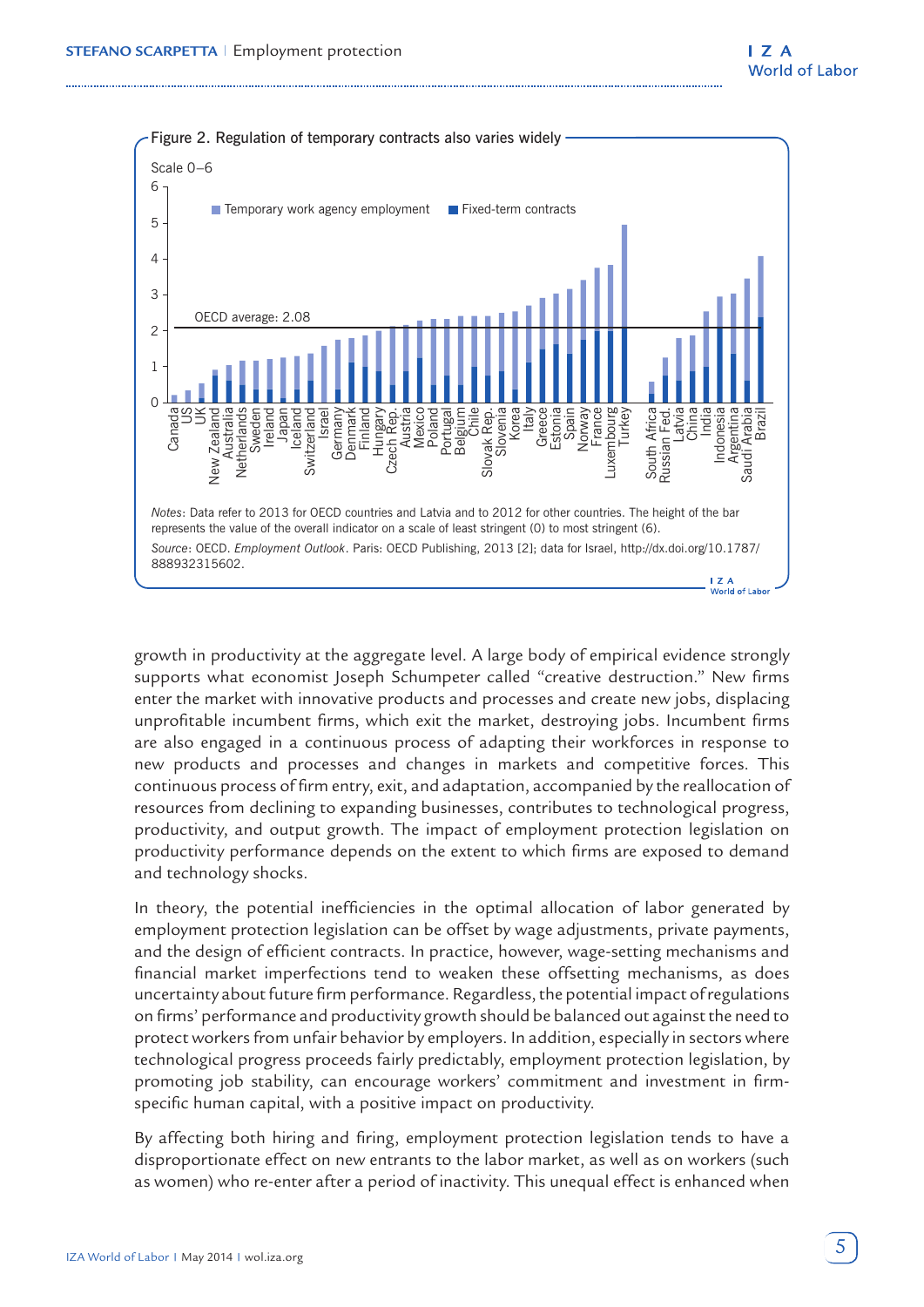Figure 2. Regulation of temporary contracts also varies widely

*Notes*: Data refer to 2013 for OECD countries and Latvia and to 2012 for other countries. The height of the bar represents the value of the overall indicator on a scale of least stringent (0) to most stringent (6).

*Source*: OECD. *Employment Outlook*. Paris: OECD Publishing, 2013 [2]; data for Israel, http://dx.doi.org/10.1787/888932315602.

growth in productivity at the aggregate level. A large body of empirical evidence strongly supports what economist Joseph Schumpeter called "creative destruction." New firms enter the market with innovative products and processes and create new jobs, displacing unprofitable incumbent firms, which exit the market, destroying jobs. Incumbent firms are also engaged in a continuous process of adapting their workforces in response to new products and processes and changes in markets and competitive forces. This continuous process of firm entry, exit, and adaptation, accompanied by the reallocation of resources from declining to expanding businesses, contributes to technological progress, productivity, and output growth. The impact of employment protection legislation on productivity performance depends on the extent to which firms are exposed to demand and technology shocks.

In theory, the potential inefficiencies in the optimal allocation of labor generated by employment protection legislation can be offset by wage adjustments, private payments, and the design of efficient contracts. In practice, however, wage-setting mechanisms and financial market imperfections tend to weaken these offsetting mechanisms, as does uncertainty about future firm performance. Regardless, the potential impact of regulations on firms' performance and productivity growth should be balanced out against the need to protect workers from unfair behavior by employers. In addition, especially in sectors where technological progress proceeds fairly predictably, employment protection legislation, by promoting job stability, can encourage workers' commitment and investment in firm-specific human capital, with a positive impact on productivity.

By affecting both hiring and firing, employment protection legislation tends to have a disproportionate effect on new entrants to the labor market, as well as on workers (such as women) who re-enter after a period of inactivity. This unequal effect is enhanced when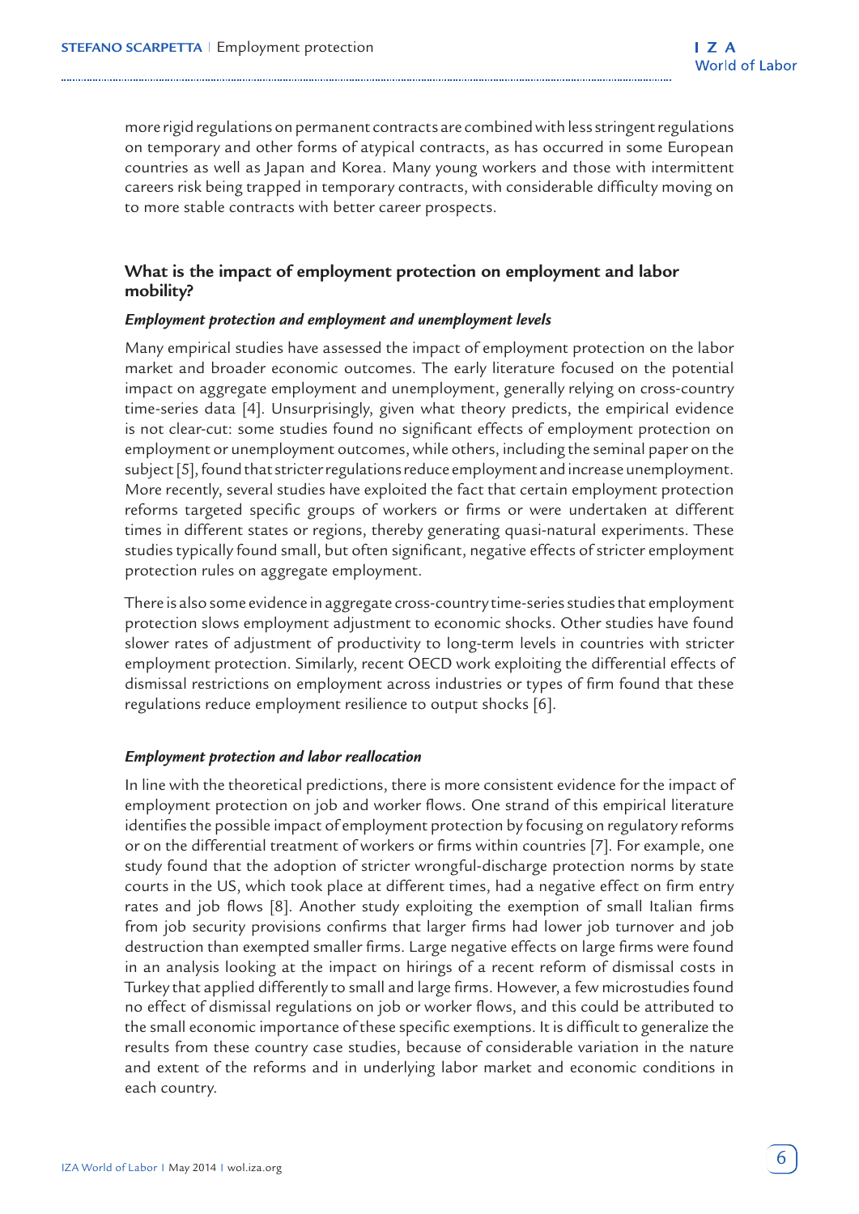more rigid regulations on permanent contracts are combined with less stringent regulations on temporary and other forms of atypical contracts, as has occurred in some European countries as well as Japan and Korea. Many young workers and those with intermittent careers risk being trapped in temporary contracts, with considerable difficulty moving on to more stable contracts with better career prospects.

## What is the impact of employment protection on employment and labor mobility?

### *Employment protection and employment and unemployment levels*

Many empirical studies have assessed the impact of employment protection on the labor market and broader economic outcomes. The early literature focused on the potential impact on aggregate employment and unemployment, generally relying on cross-country time-series data [4]. Unsurprisingly, given what theory predicts, the empirical evidence is not clear-cut: some studies found no significant effects of employment protection on employment or unemployment outcomes, while others, including the seminal paper on the subject [5], found that stricter regulations reduce employment and increase unemployment. More recently, several studies have exploited the fact that certain employment protection reforms targeted specific groups of workers or firms or were undertaken at different times in different states or regions, thereby generating quasi-natural experiments. These studies typically found small, but often significant, negative effects of stricter employment protection rules on aggregate employment.

There is also some evidence in aggregate cross-country time-series studies that employment protection slows employment adjustment to economic shocks. Other studies have found slower rates of adjustment of productivity to long-term levels in countries with stricter employment protection. Similarly, recent OECD work exploiting the differential effects of dismissal restrictions on employment across industries or types of firm found that these regulations reduce employment resilience to output shocks [6].

### *Employment protection and labor reallocation*

In line with the theoretical predictions, there is more consistent evidence for the impact of employment protection on job and worker flows. One strand of this empirical literature identifies the possible impact of employment protection by focusing on regulatory reforms or on the differential treatment of workers or firms within countries [7]. For example, one study found that the adoption of stricter wrongful-discharge protection norms by state courts in the US, which took place at different times, had a negative effect on firm entry rates and job flows [8]. Another study exploiting the exemption of small Italian firms from job security provisions confirms that larger firms had lower job turnover and job destruction than exempted smaller firms. Large negative effects on large firms were found in an analysis looking at the impact on hirings of a recent reform of dismissal costs in Turkey that applied differently to small and large firms. However, a few microstudies found no effect of dismissal regulations on job or worker flows, and this could be attributed to the small economic importance of these specific exemptions. It is difficult to generalize the results from these country case studies, because of considerable variation in the nature and extent of the reforms and in underlying labor market and economic conditions in each country.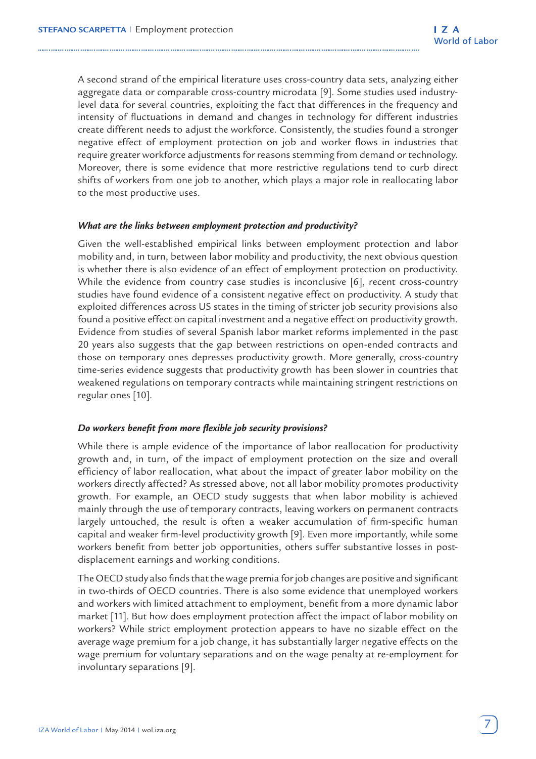A second strand of the empirical literature uses cross-country data sets, analyzing either aggregate data or comparable cross-country microdata [9]. Some studies used industry-level data for several countries, exploiting the fact that differences in the frequency and intensity of fluctuations in demand and changes in technology for different industries create different needs to adjust the workforce. Consistently, the studies found a stronger negative effect of employment protection on job and worker flows in industries that require greater workforce adjustments for reasons stemming from demand or technology. Moreover, there is some evidence that more restrictive regulations tend to curb direct shifts of workers from one job to another, which plays a major role in reallocating labor to the most productive uses.

### *What are the links between employment protection and productivity?*

Given the well-established empirical links between employment protection and labor mobility and, in turn, between labor mobility and productivity, the next obvious question is whether there is also evidence of an effect of employment protection on productivity. While the evidence from country case studies is inconclusive [6], recent cross-country studies have found evidence of a consistent negative effect on productivity. A study that exploited differences across US states in the timing of stricter job security provisions also found a positive effect on capital investment and a negative effect on productivity growth. Evidence from studies of several Spanish labor market reforms implemented in the past 20 years also suggests that the gap between restrictions on open-ended contracts and those on temporary ones depresses productivity growth. More generally, cross-country time-series evidence suggests that productivity growth has been slower in countries that weakened regulations on temporary contracts while maintaining stringent restrictions on regular ones [10].

### *Do workers benefit from more flexible job security provisions?*

While there is ample evidence of the importance of labor reallocation for productivity growth and, in turn, of the impact of employment protection on the size and overall efficiency of labor reallocation, what about the impact of greater labor mobility on the workers directly affected? As stressed above, not all labor mobility promotes productivity growth. For example, an OECD study suggests that when labor mobility is achieved mainly through the use of temporary contracts, leaving workers on permanent contracts largely untouched, the result is often a weaker accumulation of firm-specific human capital and weaker firm-level productivity growth [9]. Even more importantly, while some workers benefit from better job opportunities, others suffer substantive losses in post-displacement earnings and working conditions.

The OECD study also finds that the wage premia for job changes are positive and significant in two-thirds of OECD countries. There is also some evidence that unemployed workers and workers with limited attachment to employment, benefit from a more dynamic labor market [11]. But how does employment protection affect the impact of labor mobility on workers? While strict employment protection appears to have no sizable effect on the average wage premium for a job change, it has substantially larger negative effects on the wage premium for voluntary separations and on the wage penalty at re-employment for involuntary separations [9].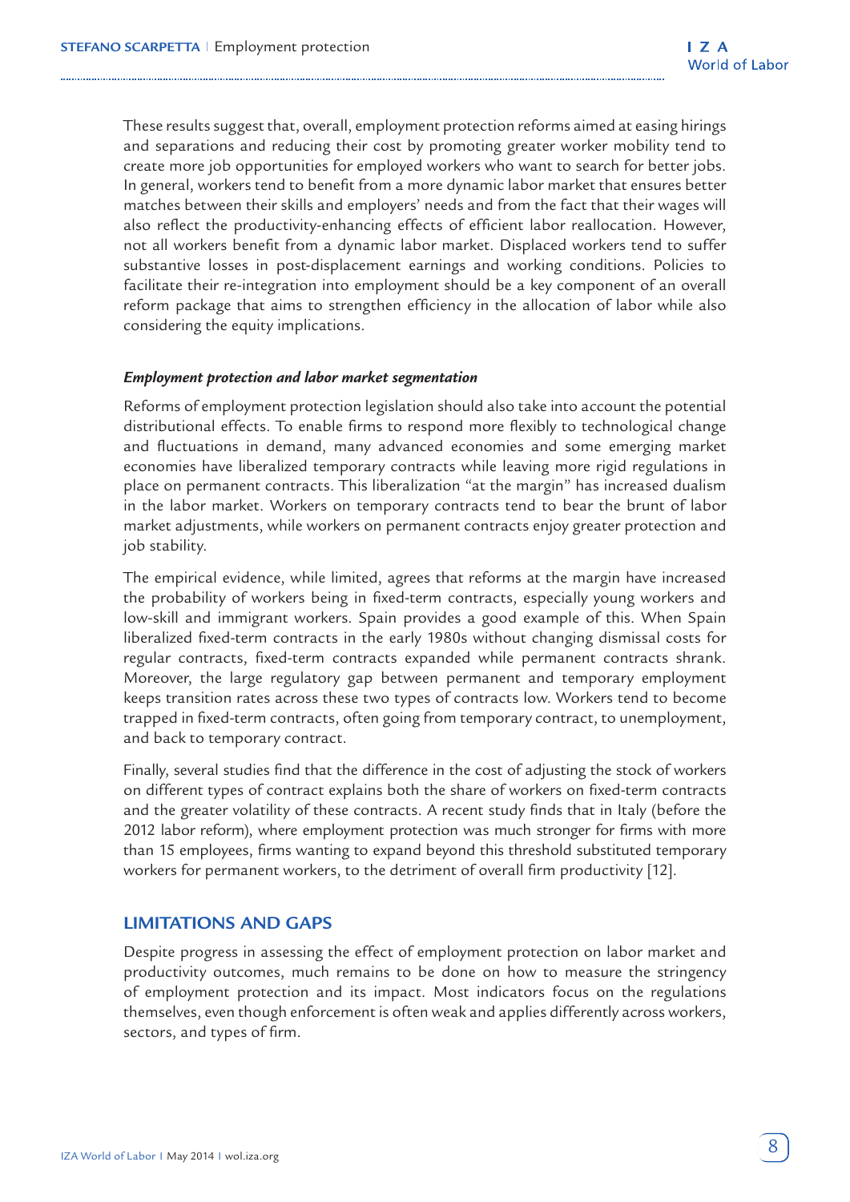These results suggest that, overall, employment protection reforms aimed at easing hirings and separations and reducing their cost by promoting greater worker mobility tend to create more job opportunities for employed workers who want to search for better jobs. In general, workers tend to benefit from a more dynamic labor market that ensures better matches between their skills and employers' needs and from the fact that their wages will also reflect the productivity-enhancing effects of efficient labor reallocation. However, not all workers benefit from a dynamic labor market. Displaced workers tend to suffer substantive losses in post-displacement earnings and working conditions. Policies to facilitate their re-integration into employment should be a key component of an overall reform package that aims to strengthen efficiency in the allocation of labor while also considering the equity implications.

***Employment protection and labor market segmentation***

Reforms of employment protection legislation should also take into account the potential distributional effects. To enable firms to respond more flexibly to technological change and fluctuations in demand, many advanced economies and some emerging market economies have liberalized temporary contracts while leaving more rigid regulations in place on permanent contracts. This liberalization "at the margin" has increased dualism in the labor market. Workers on temporary contracts tend to bear the brunt of labor market adjustments, while workers on permanent contracts enjoy greater protection and job stability.

The empirical evidence, while limited, agrees that reforms at the margin have increased the probability of workers being in fixed-term contracts, especially young workers and low-skill and immigrant workers. Spain provides a good example of this. When Spain liberalized fixed-term contracts in the early 1980s without changing dismissal costs for regular contracts, fixed-term contracts expanded while permanent contracts shrank. Moreover, the large regulatory gap between permanent and temporary employment keeps transition rates across these two types of contracts low. Workers tend to become trapped in fixed-term contracts, often going from temporary contract, to unemployment, and back to temporary contract.

Finally, several studies find that the difference in the cost of adjusting the stock of workers on different types of contract explains both the share of workers on fixed-term contracts and the greater volatility of these contracts. A recent study finds that in Italy (before the 2012 labor reform), where employment protection was much stronger for firms with more than 15 employees, firms wanting to expand beyond this threshold substituted temporary workers for permanent workers, to the detriment of overall firm productivity [12].

## LIMITATIONS AND GAPS

Despite progress in assessing the effect of employment protection on labor market and productivity outcomes, much remains to be done on how to measure the stringency of employment protection and its impact. Most indicators focus on the regulations themselves, even though enforcement is often weak and applies differently across workers, sectors, and types of firm.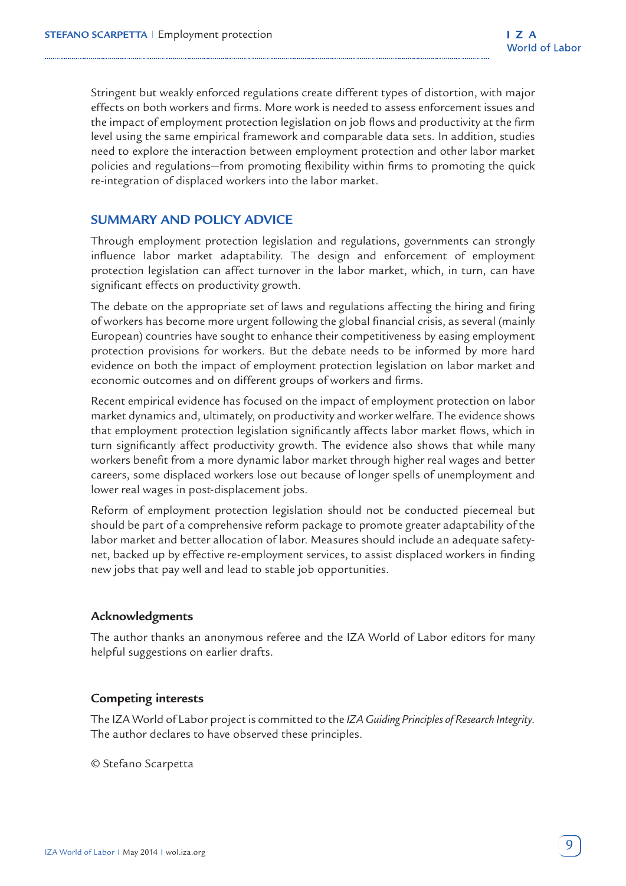Stringent but weakly enforced regulations create different types of distortion, with major effects on both workers and firms. More work is needed to assess enforcement issues and the impact of employment protection legislation on job flows and productivity at the firm level using the same empirical framework and comparable data sets. In addition, studies need to explore the interaction between employment protection and other labor market policies and regulations—from promoting flexibility within firms to promoting the quick re-integration of displaced workers into the labor market.

## SUMMARY AND POLICY ADVICE

Through employment protection legislation and regulations, governments can strongly influence labor market adaptability. The design and enforcement of employment protection legislation can affect turnover in the labor market, which, in turn, can have significant effects on productivity growth.

The debate on the appropriate set of laws and regulations affecting the hiring and firing of workers has become more urgent following the global financial crisis, as several (mainly European) countries have sought to enhance their competitiveness by easing employment protection provisions for workers. But the debate needs to be informed by more hard evidence on both the impact of employment protection legislation on labor market and economic outcomes and on different groups of workers and firms.

Recent empirical evidence has focused on the impact of employment protection on labor market dynamics and, ultimately, on productivity and worker welfare. The evidence shows that employment protection legislation significantly affects labor market flows, which in turn significantly affect productivity growth. The evidence also shows that while many workers benefit from a more dynamic labor market through higher real wages and better careers, some displaced workers lose out because of longer spells of unemployment and lower real wages in post-displacement jobs.

Reform of employment protection legislation should not be conducted piecemeal but should be part of a comprehensive reform package to promote greater adaptability of the labor market and better allocation of labor. Measures should include an adequate safety-net, backed up by effective re-employment services, to assist displaced workers in finding new jobs that pay well and lead to stable job opportunities.

### Acknowledgments

The author thanks an anonymous referee and the IZA World of Labor editors for many helpful suggestions on earlier drafts.

### Competing interests

The IZA World of Labor project is committed to the *IZA Guiding Principles of Research Integrity*. The author declares to have observed these principles.

© Stefano Scarpetta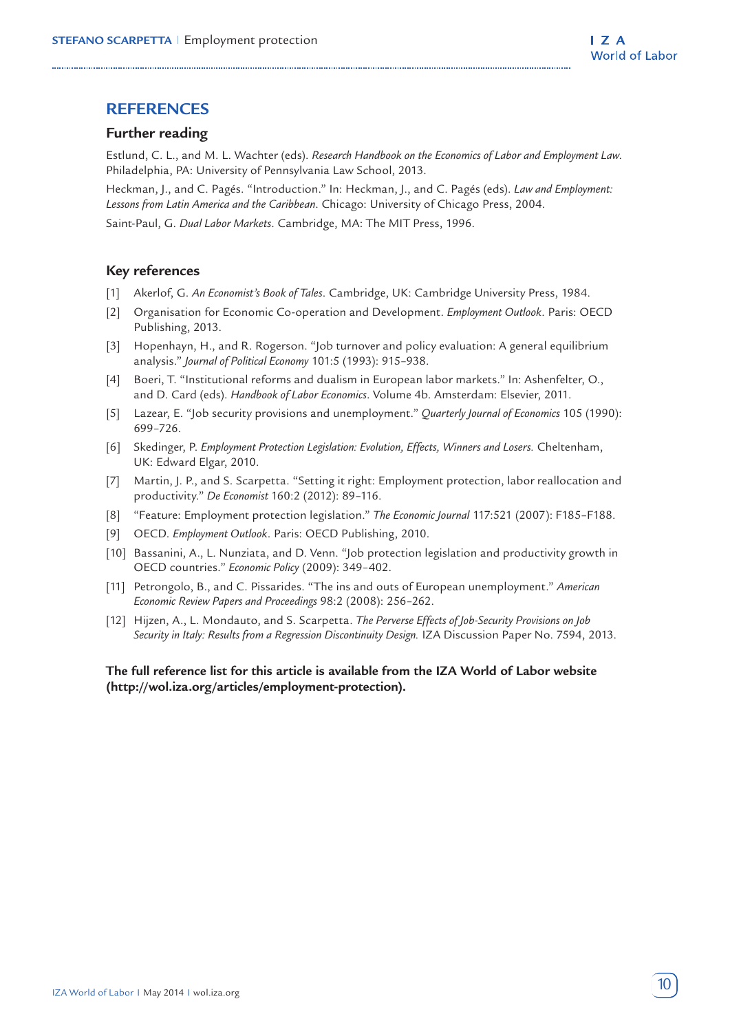## REFERENCES

### Further reading

Estlund, C. L., and M. L. Wachter (eds). *Research Handbook on the Economics of Labor and Employment Law*. Philadelphia, PA: University of Pennsylvania Law School, 2013.

Heckman, J., and C. Pagés. "Introduction." In: Heckman, J., and C. Pagés (eds). *Law and Employment: Lessons from Latin America and the Caribbean*. Chicago: University of Chicago Press, 2004.

Saint-Paul, G. *Dual Labor Markets*. Cambridge, MA: The MIT Press, 1996.

### Key references

[1] Akerlof, G. *An Economist's Book of Tales*. Cambridge, UK: Cambridge University Press, 1984.

[2] Organisation for Economic Co-operation and Development. *Employment Outlook*. Paris: OECD Publishing, 2013.

[3] Hopenhayn, H., and R. Rogerson. "Job turnover and policy evaluation: A general equilibrium analysis." *Journal of Political Economy* 101:5 (1993): 915–938.

[4] Boeri, T. "Institutional reforms and dualism in European labor markets." In: Ashenfelter, O., and D. Card (eds). *Handbook of Labor Economics*. Volume 4b. Amsterdam: Elsevier, 2011.

[5] Lazear, E. "Job security provisions and unemployment." *Quarterly Journal of Economics* 105 (1990): 699–726.

[6] Skedinger, P. *Employment Protection Legislation: Evolution, Effects, Winners and Losers.* Cheltenham, UK: Edward Elgar, 2010.

[7] Martin, J. P., and S. Scarpetta. "Setting it right: Employment protection, labor reallocation and productivity." *De Economist* 160:2 (2012): 89–116.

[8] "Feature: Employment protection legislation." *The Economic Journal* 117:521 (2007): F185–F188.

[9] OECD. *Employment Outlook*. Paris: OECD Publishing, 2010.

[10] Bassanini, A., L. Nunziata, and D. Venn. "Job protection legislation and productivity growth in OECD countries." *Economic Policy* (2009): 349–402.

[11] Petrongolo, B., and C. Pissarides. "The ins and outs of European unemployment." *American Economic Review Papers and Proceedings* 98:2 (2008): 256–262.

[12] Hijzen, A., L. Mondauto, and S. Scarpetta. *The Perverse Effects of Job-Security Provisions on Job Security in Italy: Results from a Regression Discontinuity Design.* IZA Discussion Paper No. 7594, 2013.

**The full reference list for this article is available from the IZA World of Labor website (http://wol.iza.org/articles/employment-protection).**